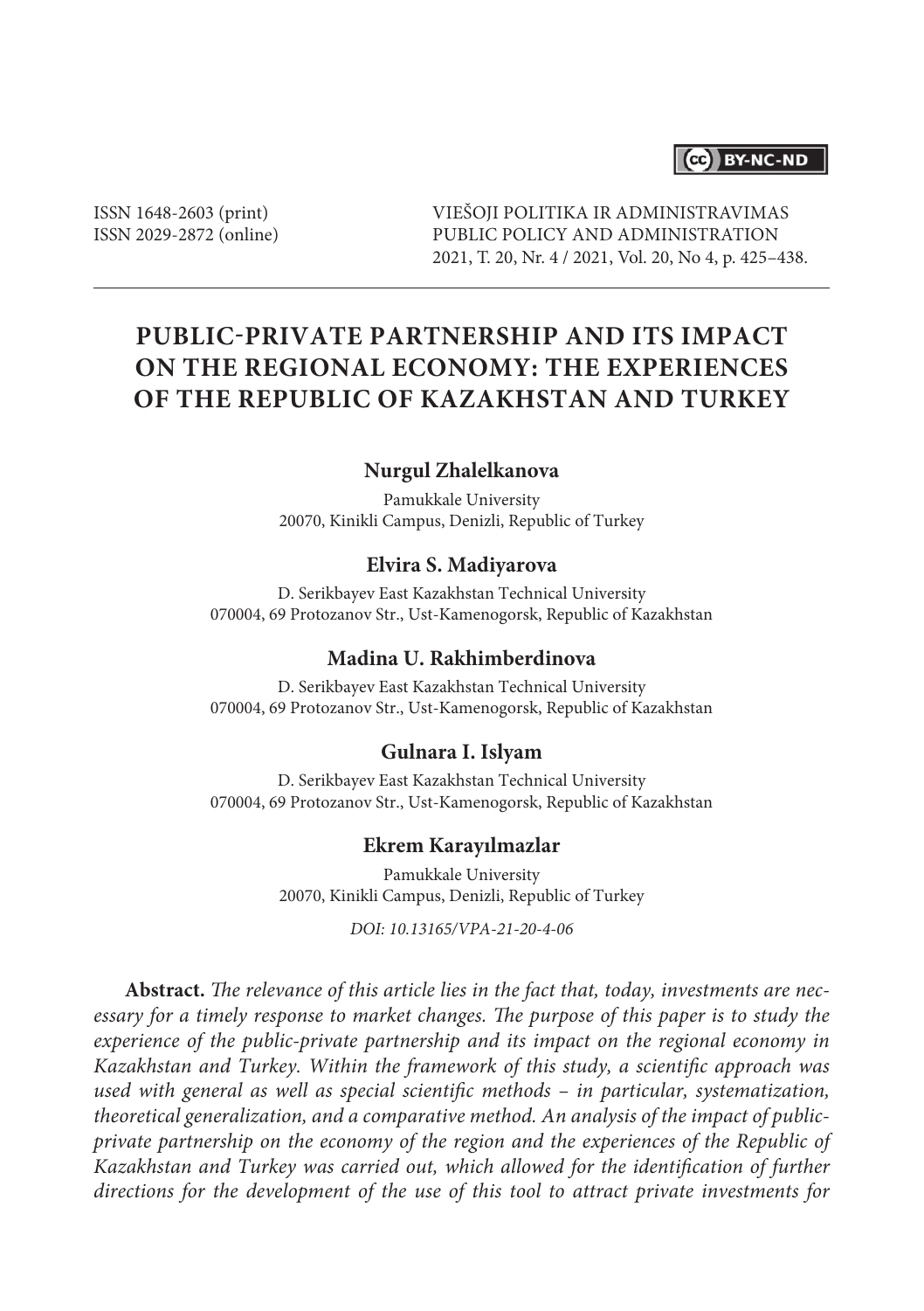ISSN 1648-2603 (print)
ISSN 2029-2872 (online)

VIEŠOJI POLITIKA IR ADMINISTRAVIMAS
PUBLIC POLICY AND ADMINISTRATION
2021, T. 20, Nr. 4 / 2021, Vol. 20, No 4, p. 425–438.

# PUBLIC-PRIVATE PARTNERSHIP AND ITS IMPACT ON THE REGIONAL ECONOMY: THE EXPERIENCES OF THE REPUBLIC OF KAZAKHSTAN AND TURKEY

**Nurgul Zhalelkanova**

Pamukkale University
20070, Kinikli Campus, Denizli, Republic of Turkey

**Elvira S. Madiyarova**

D. Serikbayev East Kazakhstan Technical University
070004, 69 Protozanov Str., Ust-Kamenogorsk, Republic of Kazakhstan

**Madina U. Rakhimberdinova**

D. Serikbayev East Kazakhstan Technical University
070004, 69 Protozanov Str., Ust-Kamenogorsk, Republic of Kazakhstan

**Gulnara I. Islyam**

D. Serikbayev East Kazakhstan Technical University
070004, 69 Protozanov Str., Ust-Kamenogorsk, Republic of Kazakhstan

**Ekrem Karayılmazlar**

Pamukkale University
20070, Kinikli Campus, Denizli, Republic of Turkey

*DOI: 10.13165/VPA-21-20-4-06*

**Abstract.** *The relevance of this article lies in the fact that, today, investments are necessary for a timely response to market changes. The purpose of this paper is to study the experience of the public-private partnership and its impact on the regional economy in Kazakhstan and Turkey. Within the framework of this study, a scientific approach was used with general as well as special scientific methods – in particular, systematization, theoretical generalization, and a comparative method. An analysis of the impact of public-private partnership on the economy of the region and the experiences of the Republic of Kazakhstan and Turkey was carried out, which allowed for the identification of further directions for the development of the use of this tool to attract private investments for*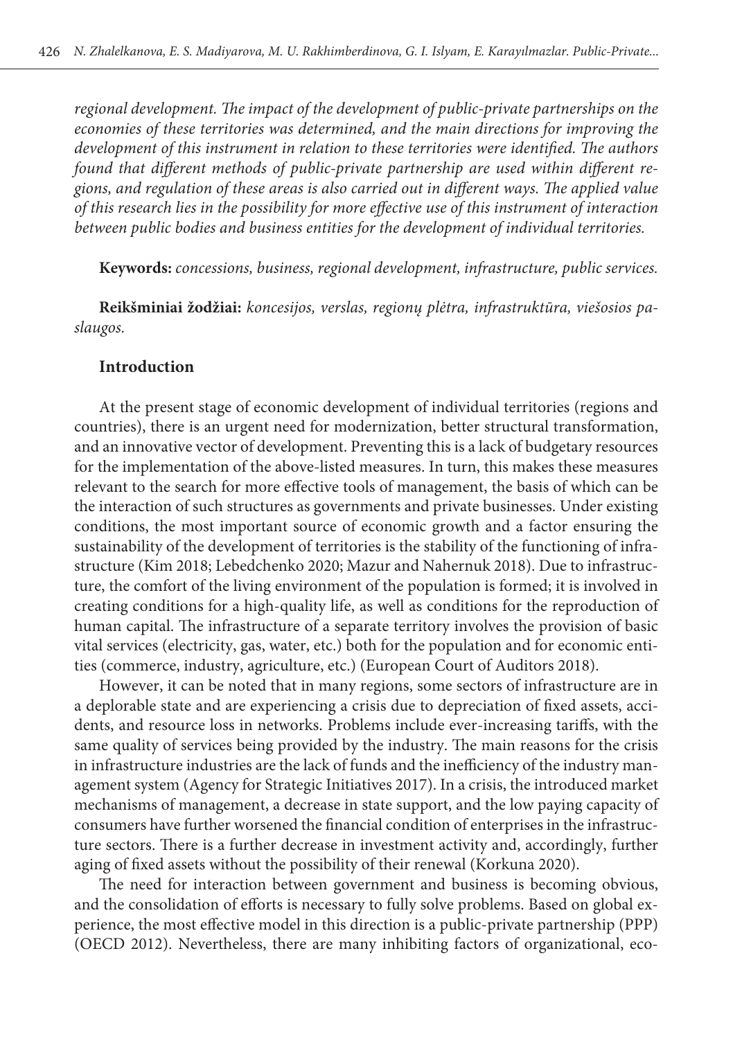*regional development. The impact of the development of public-private partnerships on the economies of these territories was determined, and the main directions for improving the development of this instrument in relation to these territories were identified. The authors found that different methods of public-private partnership are used within different regions, and regulation of these areas is also carried out in different ways. The applied value of this research lies in the possibility for more effective use of this instrument of interaction between public bodies and business entities for the development of individual territories.*

**Keywords:** *concessions, business, regional development, infrastructure, public services.*

**Reikšminiai žodžiai:** *koncesijos, verslas, regionų plėtra, infrastruktūra, viešosios paslaugos.*

## Introduction

At the present stage of economic development of individual territories (regions and countries), there is an urgent need for modernization, better structural transformation, and an innovative vector of development. Preventing this is a lack of budgetary resources for the implementation of the above-listed measures. In turn, this makes these measures relevant to the search for more effective tools of management, the basis of which can be the interaction of such structures as governments and private businesses. Under existing conditions, the most important source of economic growth and a factor ensuring the sustainability of the development of territories is the stability of the functioning of infrastructure (Kim 2018; Lebedchenko 2020; Mazur and Nahernuk 2018). Due to infrastructure, the comfort of the living environment of the population is formed; it is involved in creating conditions for a high-quality life, as well as conditions for the reproduction of human capital. The infrastructure of a separate territory involves the provision of basic vital services (electricity, gas, water, etc.) both for the population and for economic entities (commerce, industry, agriculture, etc.) (European Court of Auditors 2018).

However, it can be noted that in many regions, some sectors of infrastructure are in a deplorable state and are experiencing a crisis due to depreciation of fixed assets, accidents, and resource loss in networks. Problems include ever-increasing tariffs, with the same quality of services being provided by the industry. The main reasons for the crisis in infrastructure industries are the lack of funds and the inefficiency of the industry management system (Agency for Strategic Initiatives 2017). In a crisis, the introduced market mechanisms of management, a decrease in state support, and the low paying capacity of consumers have further worsened the financial condition of enterprises in the infrastructure sectors. There is a further decrease in investment activity and, accordingly, further aging of fixed assets without the possibility of their renewal (Korkuna 2020).

The need for interaction between government and business is becoming obvious, and the consolidation of efforts is necessary to fully solve problems. Based on global experience, the most effective model in this direction is a public-private partnership (PPP) (OECD 2012). Nevertheless, there are many inhibiting factors of organizational, eco-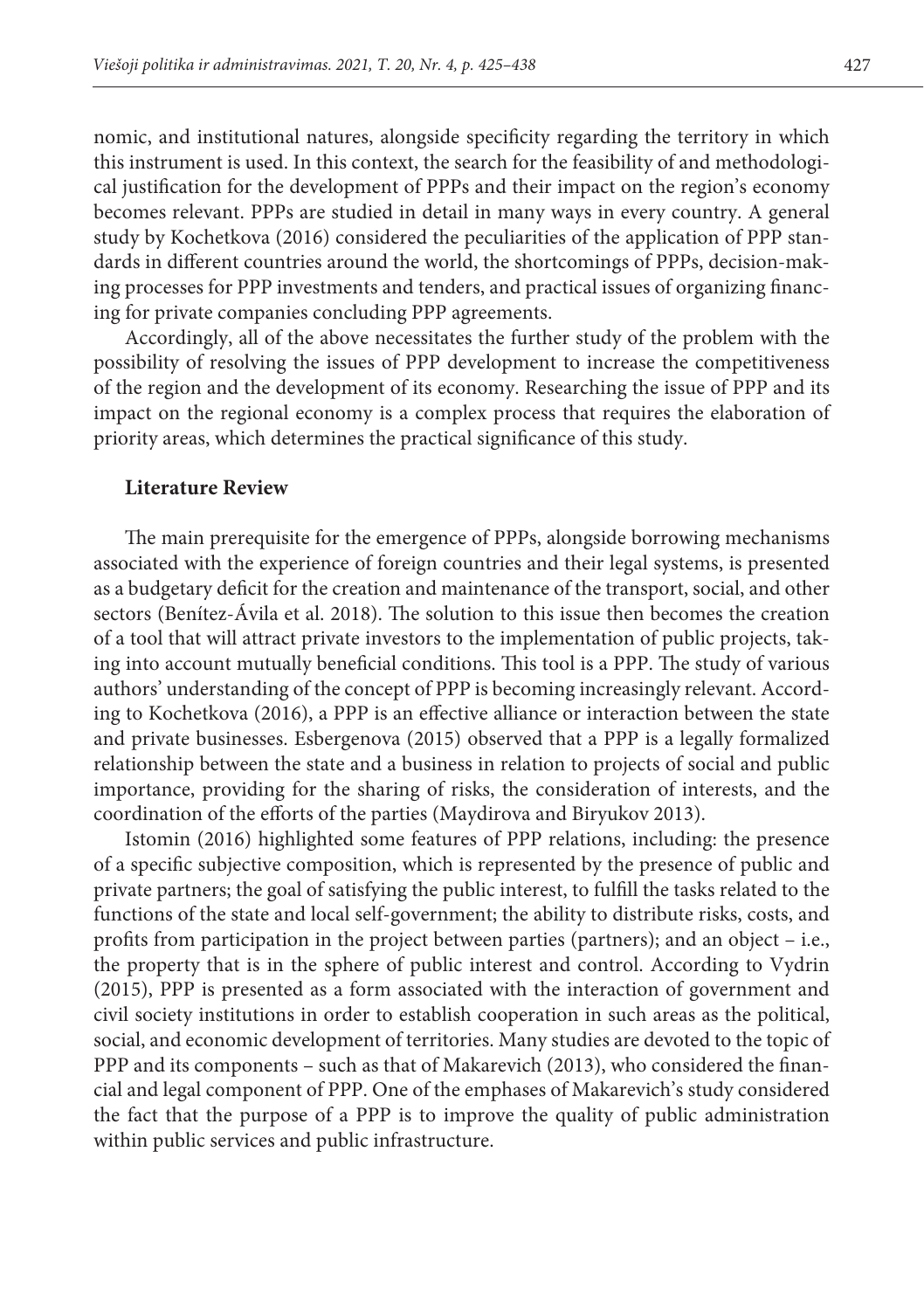nomic, and institutional natures, alongside specificity regarding the territory in which this instrument is used. In this context, the search for the feasibility of and methodological justification for the development of PPPs and their impact on the region's economy becomes relevant. PPPs are studied in detail in many ways in every country. A general study by Kochetkova (2016) considered the peculiarities of the application of PPP standards in different countries around the world, the shortcomings of PPPs, decision-making processes for PPP investments and tenders, and practical issues of organizing financing for private companies concluding PPP agreements.

Accordingly, all of the above necessitates the further study of the problem with the possibility of resolving the issues of PPP development to increase the competitiveness of the region and the development of its economy. Researching the issue of PPP and its impact on the regional economy is a complex process that requires the elaboration of priority areas, which determines the practical significance of this study.

## Literature Review

The main prerequisite for the emergence of PPPs, alongside borrowing mechanisms associated with the experience of foreign countries and their legal systems, is presented as a budgetary deficit for the creation and maintenance of the transport, social, and other sectors (Benítez-Ávila et al. 2018). The solution to this issue then becomes the creation of a tool that will attract private investors to the implementation of public projects, taking into account mutually beneficial conditions. This tool is a PPP. The study of various authors' understanding of the concept of PPP is becoming increasingly relevant. According to Kochetkova (2016), a PPP is an effective alliance or interaction between the state and private businesses. Esbergenova (2015) observed that a PPP is a legally formalized relationship between the state and a business in relation to projects of social and public importance, providing for the sharing of risks, the consideration of interests, and the coordination of the efforts of the parties (Maydirova and Biryukov 2013).

Istomin (2016) highlighted some features of PPP relations, including: the presence of a specific subjective composition, which is represented by the presence of public and private partners; the goal of satisfying the public interest, to fulfill the tasks related to the functions of the state and local self-government; the ability to distribute risks, costs, and profits from participation in the project between parties (partners); and an object – i.e., the property that is in the sphere of public interest and control. According to Vydrin (2015), PPP is presented as a form associated with the interaction of government and civil society institutions in order to establish cooperation in such areas as the political, social, and economic development of territories. Many studies are devoted to the topic of PPP and its components – such as that of Makarevich (2013), who considered the financial and legal component of PPP. One of the emphases of Makarevich's study considered the fact that the purpose of a PPP is to improve the quality of public administration within public services and public infrastructure.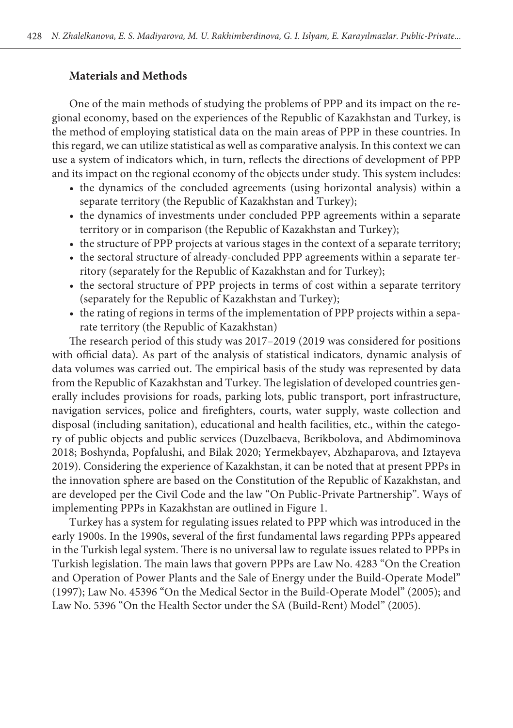## Materials and Methods

One of the main methods of studying the problems of PPP and its impact on the regional economy, based on the experiences of the Republic of Kazakhstan and Turkey, is the method of employing statistical data on the main areas of PPP in these countries. In this regard, we can utilize statistical as well as comparative analysis. In this context we can use a system of indicators which, in turn, reflects the directions of development of PPP and its impact on the regional economy of the objects under study. This system includes:

- the dynamics of the concluded agreements (using horizontal analysis) within a separate territory (the Republic of Kazakhstan and Turkey);
- the dynamics of investments under concluded PPP agreements within a separate territory or in comparison (the Republic of Kazakhstan and Turkey);
- the structure of PPP projects at various stages in the context of a separate territory;
- the sectoral structure of already-concluded PPP agreements within a separate territory (separately for the Republic of Kazakhstan and for Turkey);
- the sectoral structure of PPP projects in terms of cost within a separate territory (separately for the Republic of Kazakhstan and Turkey);
- the rating of regions in terms of the implementation of PPP projects within a separate territory (the Republic of Kazakhstan)

The research period of this study was 2017–2019 (2019 was considered for positions with official data). As part of the analysis of statistical indicators, dynamic analysis of data volumes was carried out. The empirical basis of the study was represented by data from the Republic of Kazakhstan and Turkey. The legislation of developed countries generally includes provisions for roads, parking lots, public transport, port infrastructure, navigation services, police and firefighters, courts, water supply, waste collection and disposal (including sanitation), educational and health facilities, etc., within the category of public objects and public services (Duzelbaeva, Berikbolova, and Abdimominova 2018; Boshynda, Popfalushi, and Bilak 2020; Yermekbayev, Abzhaparova, and Iztayeva 2019). Considering the experience of Kazakhstan, it can be noted that at present PPPs in the innovation sphere are based on the Constitution of the Republic of Kazakhstan, and are developed per the Civil Code and the law "On Public-Private Partnership". Ways of implementing PPPs in Kazakhstan are outlined in Figure 1.

Turkey has a system for regulating issues related to PPP which was introduced in the early 1900s. In the 1990s, several of the first fundamental laws regarding PPPs appeared in the Turkish legal system. There is no universal law to regulate issues related to PPPs in Turkish legislation. The main laws that govern PPPs are Law No. 4283 "On the Creation and Operation of Power Plants and the Sale of Energy under the Build-Operate Model" (1997); Law No. 45396 "On the Medical Sector in the Build-Operate Model" (2005); and Law No. 5396 "On the Health Sector under the SA (Build-Rent) Model" (2005).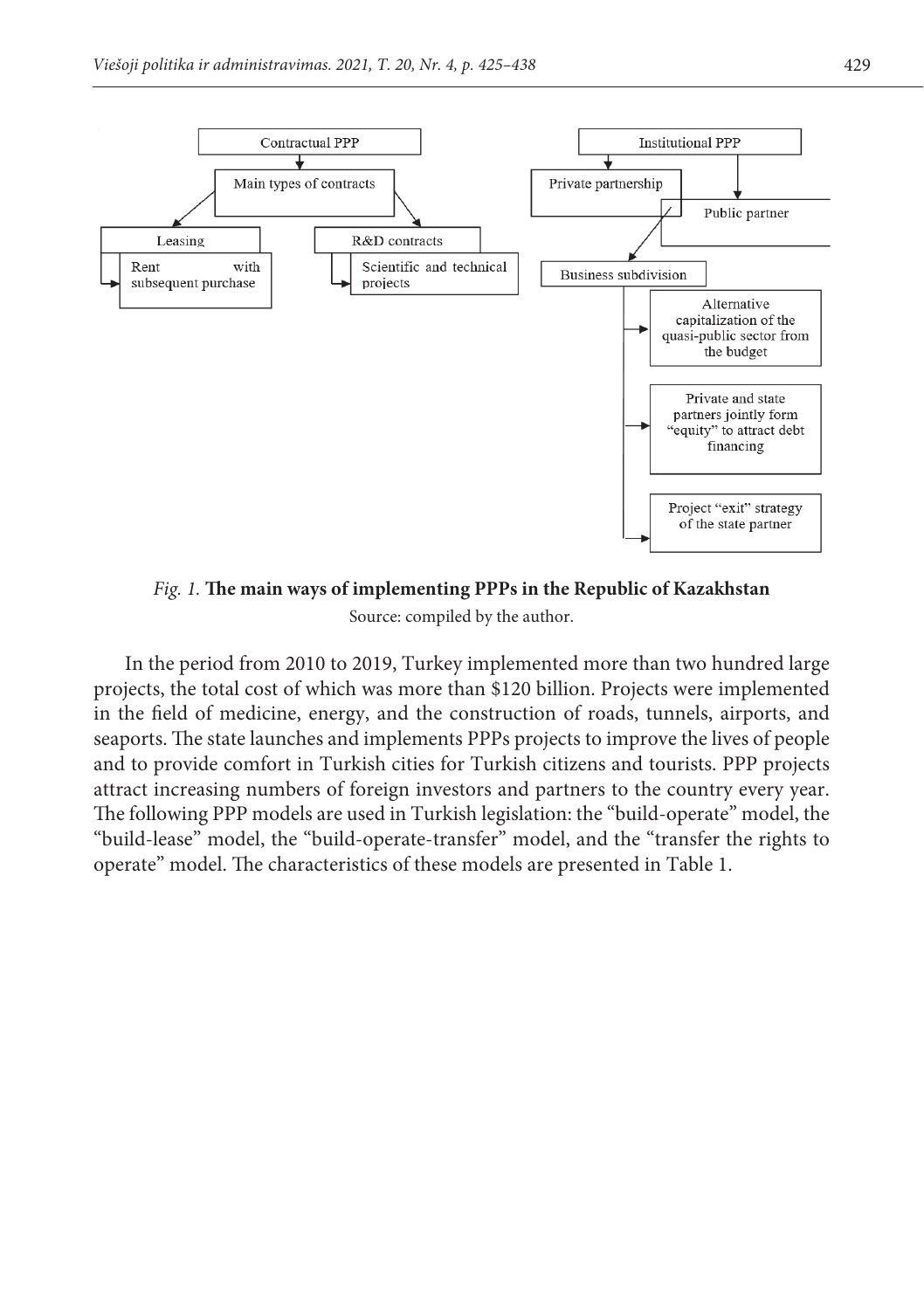Contractual PPP

Main types of contracts

Leasing

Rent with subsequent purchase

R&D contracts

Scientific and technical projects

Institutional PPP

Private partnership

Public partner

Business subdivision

Alternative capitalization of the quasi-public sector from the budget

Private and state partners jointly form "equity" to attract debt financing

Project "exit" strategy of the state partner

*Fig. 1.* **The main ways of implementing PPPs in the Republic of Kazakhstan**

Source: compiled by the author.

In the period from 2010 to 2019, Turkey implemented more than two hundred large projects, the total cost of which was more than $120 billion. Projects were implemented in the field of medicine, energy, and the construction of roads, tunnels, airports, and seaports. The state launches and implements PPPs projects to improve the lives of people and to provide comfort in Turkish cities for Turkish citizens and tourists. PPP projects attract increasing numbers of foreign investors and partners to the country every year. The following PPP models are used in Turkish legislation: the "build-operate" model, the "build-lease" model, the "build-operate-transfer" model, and the "transfer the rights to operate" model. The characteristics of these models are presented in Table 1.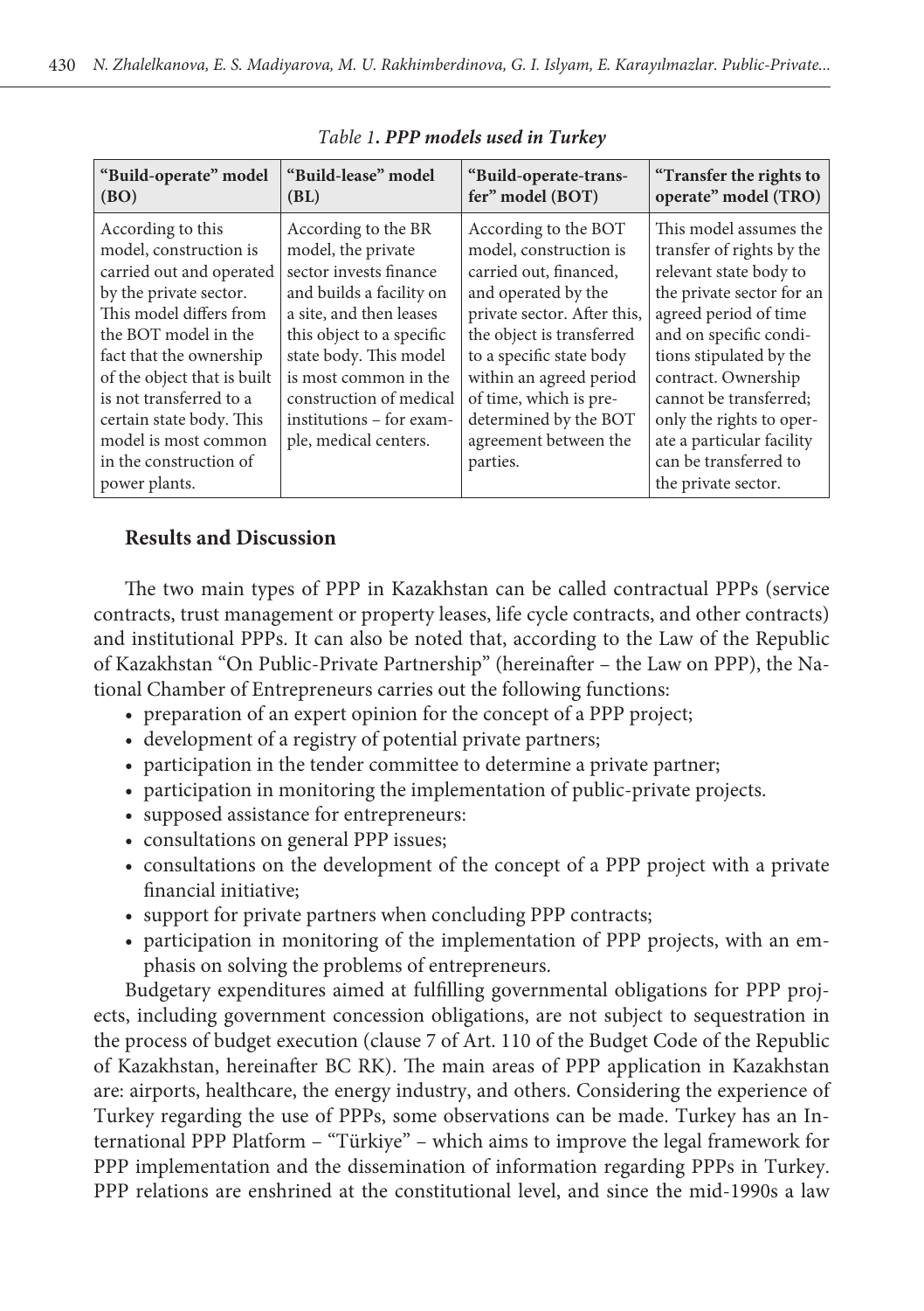*Table 1. **PPP models used in Turkey***

| "Build-operate" model (BO) | "Build-lease" model (BL) | "Build-operate-transfer" model (BOT) | "Transfer the rights to operate" model (TRO) |
|---|---|---|---|
| According to this model, construction is carried out and operated by the private sector. This model differs from the BOT model in the fact that the ownership of the object that is built is not transferred to a certain state body. This model is most common in the construction of power plants. | According to the BR model, the private sector invests finance and builds a facility on a site, and then leases this object to a specific state body. This model is most common in the construction of medical institutions – for example, medical centers. | According to the BOT model, construction is carried out, financed, and operated by the private sector. After this, the object is transferred to a specific state body within an agreed period of time, which is predetermined by the BOT agreement between the parties. | This model assumes the transfer of rights by the relevant state body to the private sector for an agreed period of time and on specific conditions stipulated by the contract. Ownership cannot be transferred; only the rights to operate a particular facility can be transferred to the private sector. |

## Results and Discussion

The two main types of PPP in Kazakhstan can be called contractual PPPs (service contracts, trust management or property leases, life cycle contracts, and other contracts) and institutional PPPs. It can also be noted that, according to the Law of the Republic of Kazakhstan "On Public-Private Partnership" (hereinafter – the Law on PPP), the National Chamber of Entrepreneurs carries out the following functions:

- preparation of an expert opinion for the concept of a PPP project;
- development of a registry of potential private partners;
- participation in the tender committee to determine a private partner;
- participation in monitoring the implementation of public-private projects.
- supposed assistance for entrepreneurs:
- consultations on general PPP issues;
- consultations on the development of the concept of a PPP project with a private financial initiative;
- support for private partners when concluding PPP contracts;
- participation in monitoring of the implementation of PPP projects, with an emphasis on solving the problems of entrepreneurs.

Budgetary expenditures aimed at fulfilling governmental obligations for PPP projects, including government concession obligations, are not subject to sequestration in the process of budget execution (clause 7 of Art. 110 of the Budget Code of the Republic of Kazakhstan, hereinafter BC RK). The main areas of PPP application in Kazakhstan are: airports, healthcare, the energy industry, and others. Considering the experience of Turkey regarding the use of PPPs, some observations can be made. Turkey has an International PPP Platform – "Türkiye" – which aims to improve the legal framework for PPP implementation and the dissemination of information regarding PPPs in Turkey. PPP relations are enshrined at the constitutional level, and since the mid-1990s a law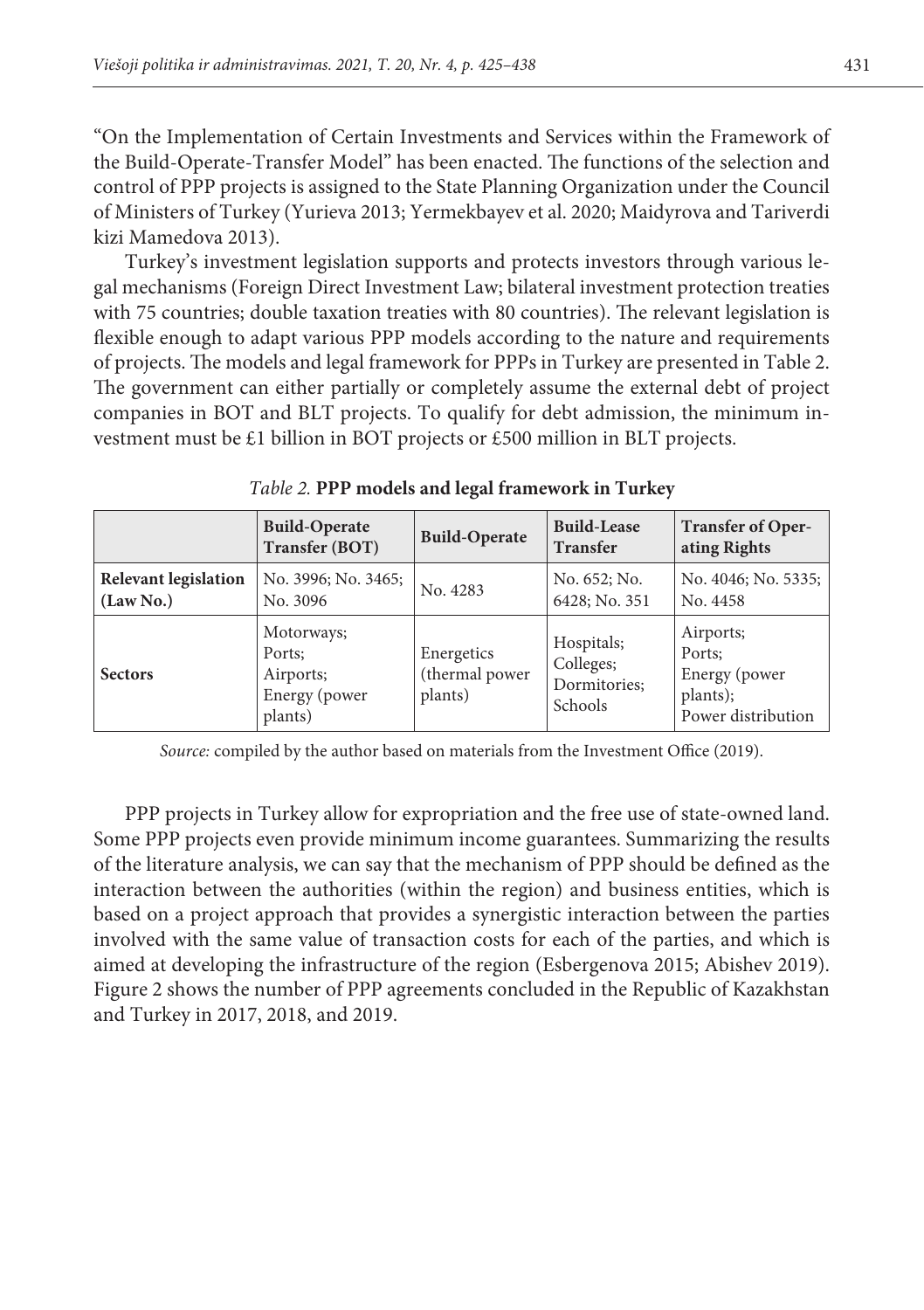"On the Implementation of Certain Investments and Services within the Framework of the Build-Operate-Transfer Model" has been enacted. The functions of the selection and control of PPP projects is assigned to the State Planning Organization under the Council of Ministers of Turkey (Yurieva 2013; Yermekbayev et al. 2020; Maidyrova and Tariverdi kizi Mamedova 2013).

Turkey's investment legislation supports and protects investors through various legal mechanisms (Foreign Direct Investment Law; bilateral investment protection treaties with 75 countries; double taxation treaties with 80 countries). The relevant legislation is flexible enough to adapt various PPP models according to the nature and requirements of projects. The models and legal framework for PPPs in Turkey are presented in Table 2. The government can either partially or completely assume the external debt of project companies in BOT and BLT projects. To qualify for debt admission, the minimum investment must be £1 billion in BOT projects or £500 million in BLT projects.

*Table 2.* **PPP models and legal framework in Turkey**

| | **Build-Operate Transfer (BOT)** | **Build-Operate** | **Build-Lease Transfer** | **Transfer of Operating Rights** |
|---|---|---|---|---|
| **Relevant legislation (Law No.)** | No. 3996; No. 3465; No. 3096 | No. 4283 | No. 652; No. 6428; No. 351 | No. 4046; No. 5335; No. 4458 |
| **Sectors** | Motorways; Ports; Airports; Energy (power plants) | Energetics (thermal power plants) | Hospitals; Colleges; Dormitories; Schools | Airports; Ports; Energy (power plants); Power distribution |

*Source:* compiled by the author based on materials from the Investment Office (2019).

PPP projects in Turkey allow for expropriation and the free use of state-owned land. Some PPP projects even provide minimum income guarantees. Summarizing the results of the literature analysis, we can say that the mechanism of PPP should be defined as the interaction between the authorities (within the region) and business entities, which is based on a project approach that provides a synergistic interaction between the parties involved with the same value of transaction costs for each of the parties, and which is aimed at developing the infrastructure of the region (Esbergenova 2015; Abishev 2019). Figure 2 shows the number of PPP agreements concluded in the Republic of Kazakhstan and Turkey in 2017, 2018, and 2019.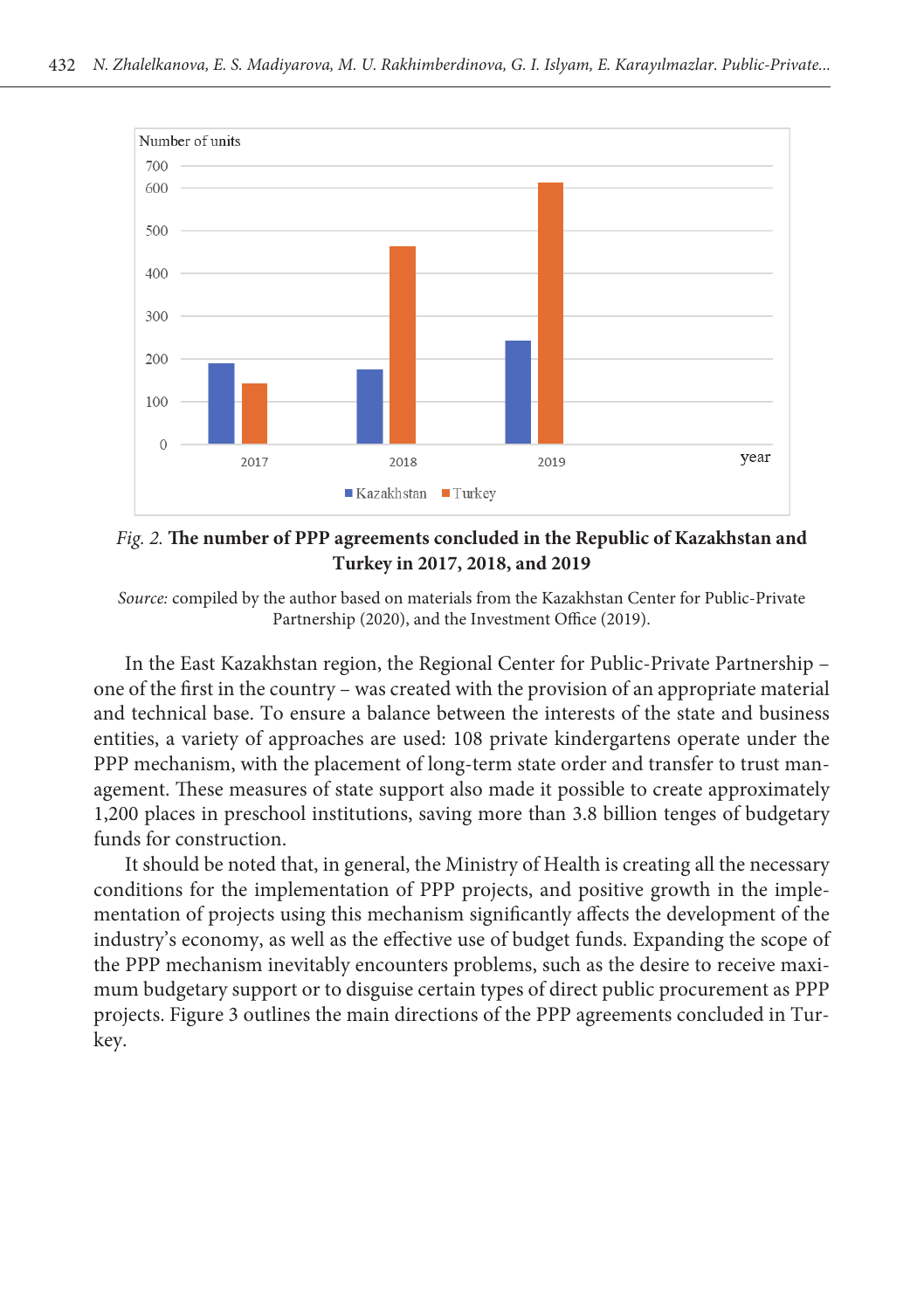*Fig. 2.* **The number of PPP agreements concluded in the Republic of Kazakhstan and Turkey in 2017, 2018, and 2019**

*Source:* compiled by the author based on materials from the Kazakhstan Center for Public-Private Partnership (2020), and the Investment Office (2019).

In the East Kazakhstan region, the Regional Center for Public-Private Partnership – one of the first in the country – was created with the provision of an appropriate material and technical base. To ensure a balance between the interests of the state and business entities, a variety of approaches are used: 108 private kindergartens operate under the PPP mechanism, with the placement of long-term state order and transfer to trust management. These measures of state support also made it possible to create approximately 1,200 places in preschool institutions, saving more than 3.8 billion tenges of budgetary funds for construction.

It should be noted that, in general, the Ministry of Health is creating all the necessary conditions for the implementation of PPP projects, and positive growth in the implementation of projects using this mechanism significantly affects the development of the industry's economy, as well as the effective use of budget funds. Expanding the scope of the PPP mechanism inevitably encounters problems, such as the desire to receive maximum budgetary support or to disguise certain types of direct public procurement as PPP projects. Figure 3 outlines the main directions of the PPP agreements concluded in Turkey.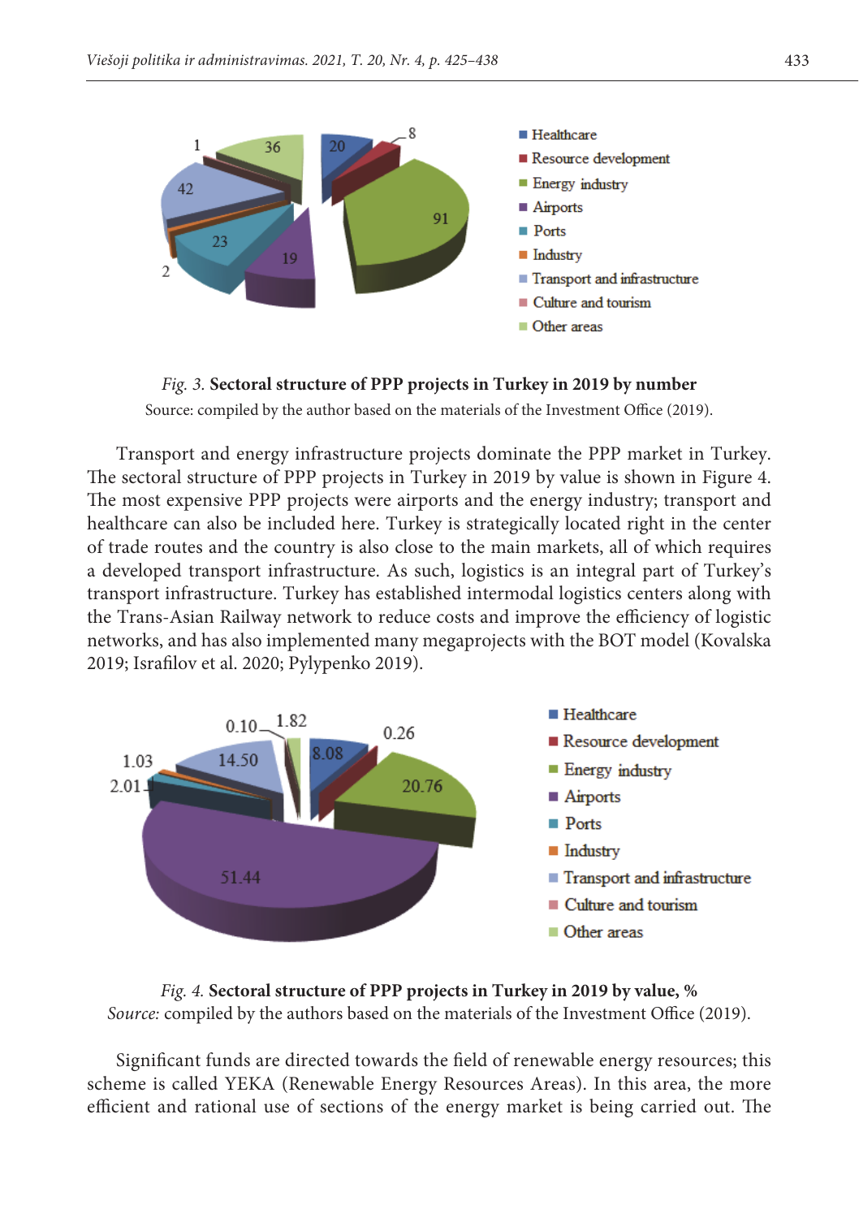*Fig. 3.* **Sectoral structure of PPP projects in Turkey in 2019 by number**

Source: compiled by the author based on the materials of the Investment Office (2019).

Transport and energy infrastructure projects dominate the PPP market in Turkey. The sectoral structure of PPP projects in Turkey in 2019 by value is shown in Figure 4. The most expensive PPP projects were airports and the energy industry; transport and healthcare can also be included here. Turkey is strategically located right in the center of trade routes and the country is also close to the main markets, all of which requires a developed transport infrastructure. As such, logistics is an integral part of Turkey's transport infrastructure. Turkey has established intermodal logistics centers along with the Trans-Asian Railway network to reduce costs and improve the efficiency of logistic networks, and has also implemented many megaprojects with the BOT model (Kovalska 2019; Israfilov et al. 2020; Pylypenko 2019).

*Fig. 4.* **Sectoral structure of PPP projects in Turkey in 2019 by value, %**

*Source:* compiled by the authors based on the materials of the Investment Office (2019).

Significant funds are directed towards the field of renewable energy resources; this scheme is called YEKA (Renewable Energy Resources Areas). In this area, the more efficient and rational use of sections of the energy market is being carried out. The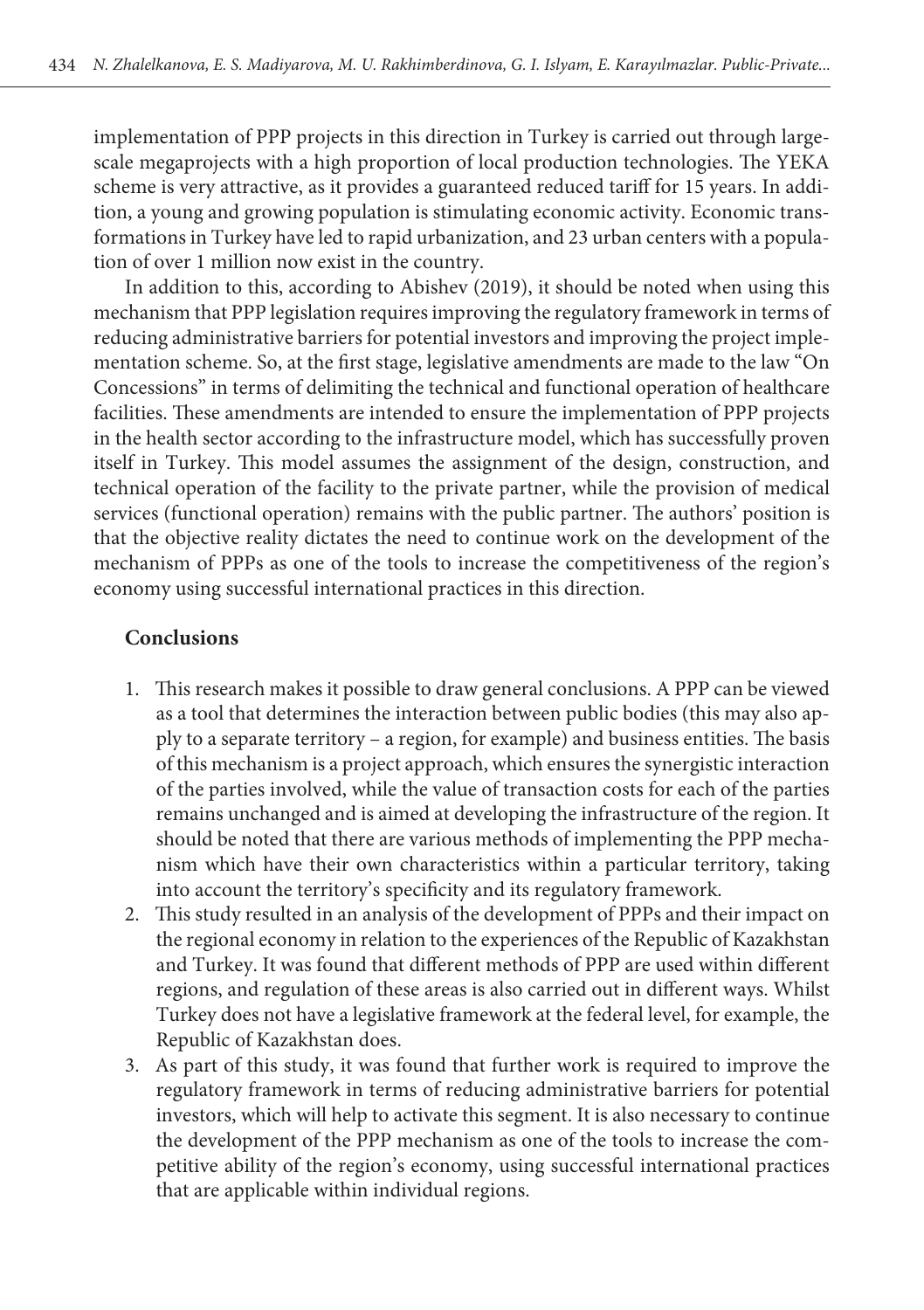implementation of PPP projects in this direction in Turkey is carried out through large-scale megaprojects with a high proportion of local production technologies. The YEKA scheme is very attractive, as it provides a guaranteed reduced tariff for 15 years. In addition, a young and growing population is stimulating economic activity. Economic transformations in Turkey have led to rapid urbanization, and 23 urban centers with a population of over 1 million now exist in the country.

In addition to this, according to Abishev (2019), it should be noted when using this mechanism that PPP legislation requires improving the regulatory framework in terms of reducing administrative barriers for potential investors and improving the project implementation scheme. So, at the first stage, legislative amendments are made to the law "On Concessions" in terms of delimiting the technical and functional operation of healthcare facilities. These amendments are intended to ensure the implementation of PPP projects in the health sector according to the infrastructure model, which has successfully proven itself in Turkey. This model assumes the assignment of the design, construction, and technical operation of the facility to the private partner, while the provision of medical services (functional operation) remains with the public partner. The authors' position is that the objective reality dictates the need to continue work on the development of the mechanism of PPPs as one of the tools to increase the competitiveness of the region's economy using successful international practices in this direction.

## Conclusions

1. This research makes it possible to draw general conclusions. A PPP can be viewed as a tool that determines the interaction between public bodies (this may also apply to a separate territory – a region, for example) and business entities. The basis of this mechanism is a project approach, which ensures the synergistic interaction of the parties involved, while the value of transaction costs for each of the parties remains unchanged and is aimed at developing the infrastructure of the region. It should be noted that there are various methods of implementing the PPP mechanism which have their own characteristics within a particular territory, taking into account the territory's specificity and its regulatory framework.
2. This study resulted in an analysis of the development of PPPs and their impact on the regional economy in relation to the experiences of the Republic of Kazakhstan and Turkey. It was found that different methods of PPP are used within different regions, and regulation of these areas is also carried out in different ways. Whilst Turkey does not have a legislative framework at the federal level, for example, the Republic of Kazakhstan does.
3. As part of this study, it was found that further work is required to improve the regulatory framework in terms of reducing administrative barriers for potential investors, which will help to activate this segment. It is also necessary to continue the development of the PPP mechanism as one of the tools to increase the competitive ability of the region's economy, using successful international practices that are applicable within individual regions.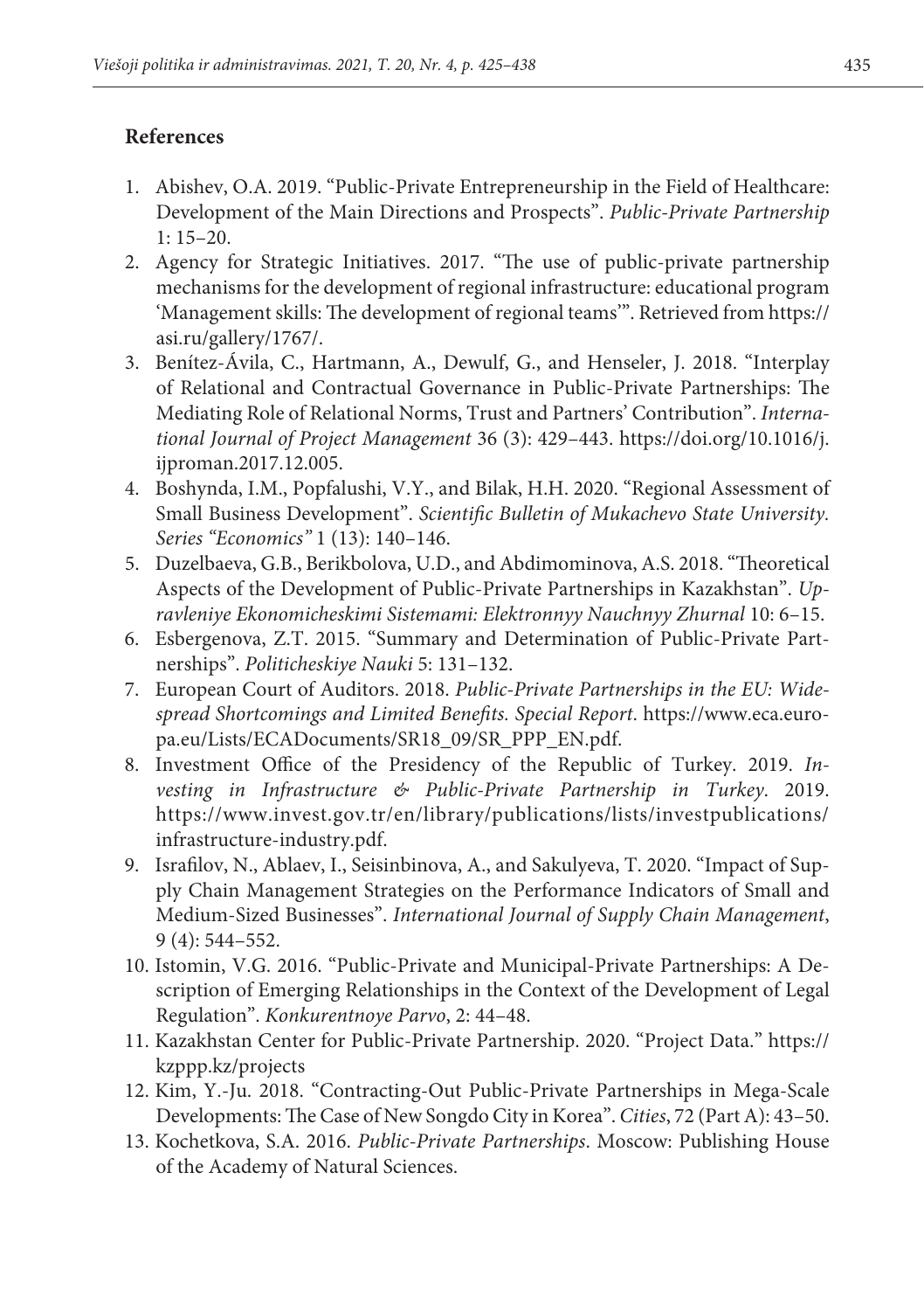## References

1. Abishev, O.A. 2019. "Public-Private Entrepreneurship in the Field of Healthcare: Development of the Main Directions and Prospects". *Public-Private Partnership* 1: 15–20.
2. Agency for Strategic Initiatives. 2017. "The use of public-private partnership mechanisms for the development of regional infrastructure: educational program 'Management skills: The development of regional teams'". Retrieved from https://asi.ru/gallery/1767/.
3. Benítez-Ávila, C., Hartmann, A., Dewulf, G., and Henseler, J. 2018. "Interplay of Relational and Contractual Governance in Public-Private Partnerships: The Mediating Role of Relational Norms, Trust and Partners' Contribution". *International Journal of Project Management* 36 (3): 429–443. https://doi.org/10.1016/j.ijproman.2017.12.005.
4. Boshynda, I.M., Popfalushi, V.Y., and Bilak, H.H. 2020. "Regional Assessment of Small Business Development". *Scientific Bulletin of Mukachevo State University. Series "Economics"* 1 (13): 140–146.
5. Duzelbaeva, G.B., Berikbolova, U.D., and Abdimominova, A.S. 2018. "Theoretical Aspects of the Development of Public-Private Partnerships in Kazakhstan". *Upravleniye Ekonomicheskimi Sistemami: Elektronnyy Nauchnyy Zhurnal* 10: 6–15.
6. Esbergenova, Z.T. 2015. "Summary and Determination of Public-Private Partnerships". *Politicheskiye Nauki* 5: 131–132.
7. European Court of Auditors. 2018. *Public-Private Partnerships in the EU: Widespread Shortcomings and Limited Benefits. Special Report*. https://www.eca.europa.eu/Lists/ECADocuments/SR18_09/SR_PPP_EN.pdf.
8. Investment Office of the Presidency of the Republic of Turkey. 2019. *Investing in Infrastructure & Public-Private Partnership in Turkey*. 2019. https://www.invest.gov.tr/en/library/publications/lists/investpublications/infrastructure-industry.pdf.
9. Israfilov, N., Ablaev, I., Seisinbinova, A., and Sakulyeva, T. 2020. "Impact of Supply Chain Management Strategies on the Performance Indicators of Small and Medium-Sized Businesses". *International Journal of Supply Chain Management*, 9 (4): 544–552.
10. Istomin, V.G. 2016. "Public-Private and Municipal-Private Partnerships: A Description of Emerging Relationships in the Context of the Development of Legal Regulation". *Konkurentnoye Parvo*, 2: 44–48.
11. Kazakhstan Center for Public-Private Partnership. 2020. "Project Data." https://kzppp.kz/projects
12. Kim, Y.-Ju. 2018. "Contracting-Out Public-Private Partnerships in Mega-Scale Developments: The Case of New Songdo City in Korea". *Cities*, 72 (Part A): 43–50.
13. Kochetkova, S.A. 2016. *Public-Private Partnerships*. Moscow: Publishing House of the Academy of Natural Sciences.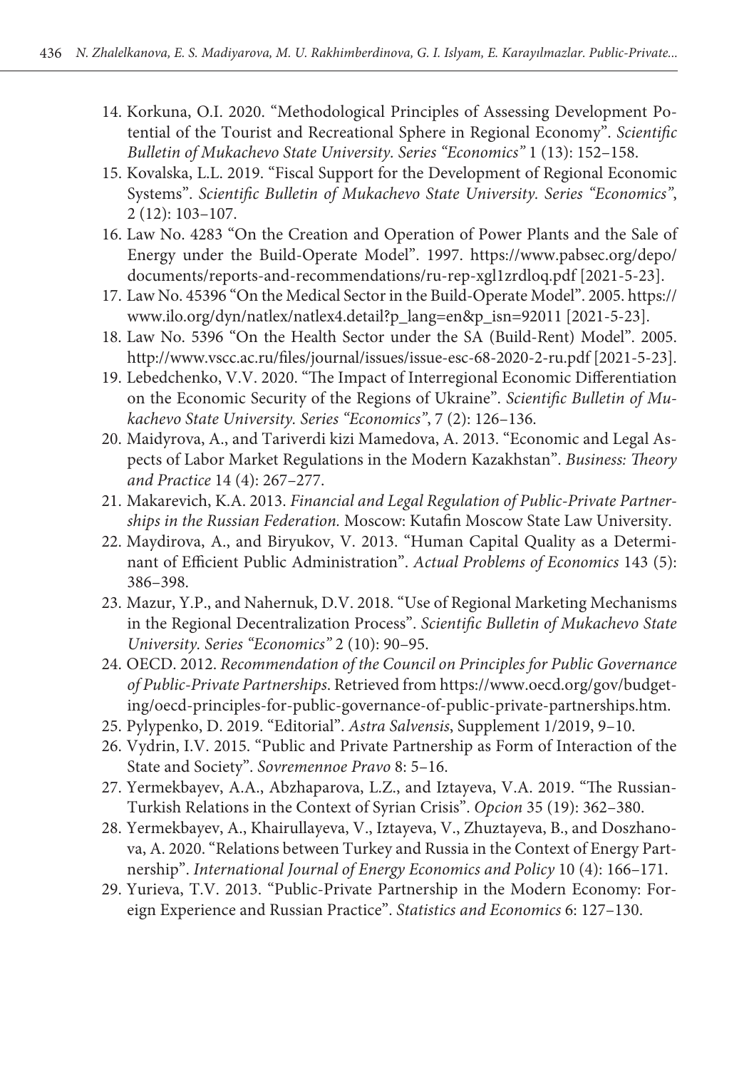14. Korkuna, O.I. 2020. "Methodological Principles of Assessing Development Potential of the Tourist and Recreational Sphere in Regional Economy". *Scientific Bulletin of Mukachevo State University. Series "Economics"* 1 (13): 152–158.
15. Kovalska, L.L. 2019. "Fiscal Support for the Development of Regional Economic Systems". *Scientific Bulletin of Mukachevo State University. Series "Economics"*, 2 (12): 103–107.
16. Law No. 4283 "On the Creation and Operation of Power Plants and the Sale of Energy under the Build-Operate Model". 1997. https://www.pabsec.org/depo/documents/reports-and-recommendations/ru-rep-xgl1zrdloq.pdf [2021-5-23].
17. Law No. 45396 "On the Medical Sector in the Build-Operate Model". 2005. https://www.ilo.org/dyn/natlex/natlex4.detail?p_lang=en&p_isn=92011 [2021-5-23].
18. Law No. 5396 "On the Health Sector under the SA (Build-Rent) Model". 2005. http://www.vscc.ac.ru/files/journal/issues/issue-esc-68-2020-2-ru.pdf [2021-5-23].
19. Lebedchenko, V.V. 2020. "The Impact of Interregional Economic Differentiation on the Economic Security of the Regions of Ukraine". *Scientific Bulletin of Mukachevo State University. Series "Economics"*, 7 (2): 126–136.
20. Maidyrova, A., and Tariverdi kizi Mamedova, A. 2013. "Economic and Legal Aspects of Labor Market Regulations in the Modern Kazakhstan". *Business: Theory and Practice* 14 (4): 267–277.
21. Makarevich, K.A. 2013. *Financial and Legal Regulation of Public-Private Partnerships in the Russian Federation.* Moscow: Kutafin Moscow State Law University.
22. Maydirova, A., and Biryukov, V. 2013. "Human Capital Quality as a Determinant of Efficient Public Administration". *Actual Problems of Economics* 143 (5): 386–398.
23. Mazur, Y.P., and Nahernuk, D.V. 2018. "Use of Regional Marketing Mechanisms in the Regional Decentralization Process". *Scientific Bulletin of Mukachevo State University. Series "Economics"* 2 (10): 90–95.
24. OECD. 2012. *Recommendation of the Council on Principles for Public Governance of Public-Private Partnerships*. Retrieved from https://www.oecd.org/gov/budgeting/oecd-principles-for-public-governance-of-public-private-partnerships.htm.
25. Pylypenko, D. 2019. "Editorial". *Astra Salvensis*, Supplement 1/2019, 9–10.
26. Vydrin, I.V. 2015. "Public and Private Partnership as Form of Interaction of the State and Society". *Sovremennoe Pravo* 8: 5–16.
27. Yermekbayev, A.A., Abzhaparova, L.Z., and Iztayeva, V.A. 2019. "The Russian-Turkish Relations in the Context of Syrian Crisis". *Opcion* 35 (19): 362–380.
28. Yermekbayev, A., Khairullayeva, V., Iztayeva, V., Zhuztayeva, B., and Doszhanova, A. 2020. "Relations between Turkey and Russia in the Context of Energy Partnership". *International Journal of Energy Economics and Policy* 10 (4): 166–171.
29. Yurieva, T.V. 2013. "Public-Private Partnership in the Modern Economy: Foreign Experience and Russian Practice". *Statistics and Economics* 6: 127–130.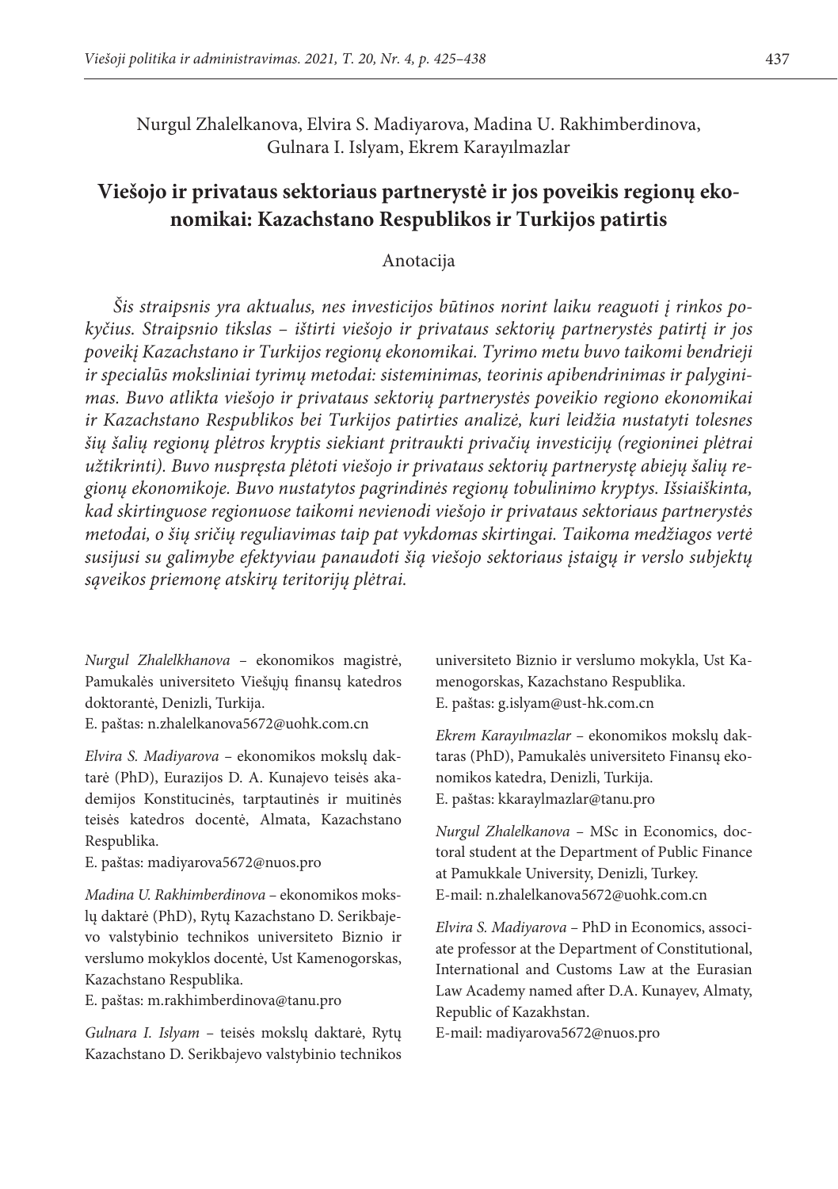Nurgul Zhalelkanova, Elvira S. Madiyarova, Madina U. Rakhimberdinova,
Gulnara I. Islyam, Ekrem Karayılmazlar

# Viešojo ir privataus sektoriaus partnerystė ir jos poveikis regionų ekonomikai: Kazachstano Respublikos ir Turkijos patirtis

## Anotacija

*Šis straipsnis yra aktualus, nes investicijos būtinos norint laiku reaguoti į rinkos pokyčius. Straipsnio tikslas – ištirti viešojo ir privataus sektorių partnerystės patirtį ir jos poveikį Kazachstano ir Turkijos regionų ekonomikai. Tyrimo metu buvo taikomi bendrieji ir specialūs moksliniai tyrimų metodai: sisteminimas, teorinis apibendrinimas ir palyginimas. Buvo atlikta viešojo ir privataus sektorių partnerystės poveikio regiono ekonomikai ir Kazachstano Respublikos bei Turkijos patirties analizė, kuri leidžia nustatyti tolesnes šių šalių regionų plėtros kryptis siekiant pritraukti privačių investicijų (regioninei plėtrai užtikrinti). Buvo nuspręsta plėtoti viešojo ir privataus sektorių partnerystę abiejų šalių regionų ekonomikoje. Buvo nustatytos pagrindinės regionų tobulinimo kryptys. Išsiaiškinta, kad skirtinguose regionuose taikomi nevienodi viešojo ir privataus sektoriaus partnerystės metodai, o šių sričių reguliavimas taip pat vykdomas skirtingai. Taikoma medžiagos vertė susijusi su galimybe efektyviau panaudoti šią viešojo sektoriaus įstaigų ir verslo subjektų sąveikos priemonę atskirų teritorijų plėtrai.*

*Nurgul Zhalelkhanova* – ekonomikos magistrė, Pamukalės universiteto Viešųjų finansų katedros doktorantė, Denizli, Turkija.
E. paštas: n.zhalelkanova5672@uohk.com.cn

*Elvira S. Madiyarova* – ekonomikos mokslų daktarė (PhD), Eurazijos D. A. Kunajevo teisės akademijos Konstitucinės, tarptautinės ir muitinės teisės katedros docentė, Almata, Kazachstano Respublika.
E. paštas: madiyarova5672@nuos.pro

*Madina U. Rakhimberdinova* – ekonomikos mokslų daktarė (PhD), Rytų Kazachstano D. Serikbajevo valstybinio technikos universiteto Biznio ir verslumo mokyklos docentė, Ust Kamenogorskas, Kazachstano Respublika.
E. paštas: m.rakhimberdinova@tanu.pro

*Gulnara I. Islyam* – teisės mokslų daktarė, Rytų Kazachstano D. Serikbajevo valstybinio technikos universiteto Biznio ir verslumo mokykla, Ust Kamenogorskas, Kazachstano Respublika.
E. paštas: g.islyam@ust-hk.com.cn

*Ekrem Karayılmazlar* – ekonomikos mokslų daktaras (PhD), Pamukalės universiteto Finansų ekonomikos katedra, Denizli, Turkija.
E. paštas: kkaraylmazlar@tanu.pro

*Nurgul Zhalelkanova* – MSc in Economics, doctoral student at the Department of Public Finance at Pamukkale University, Denizli, Turkey.
E-mail: n.zhalelkanova5672@uohk.com.cn

*Elvira S. Madiyarova* – PhD in Economics, associate professor at the Department of Constitutional, International and Customs Law at the Eurasian Law Academy named after D.A. Kunayev, Almaty, Republic of Kazakhstan.
E-mail: madiyarova5672@nuos.pro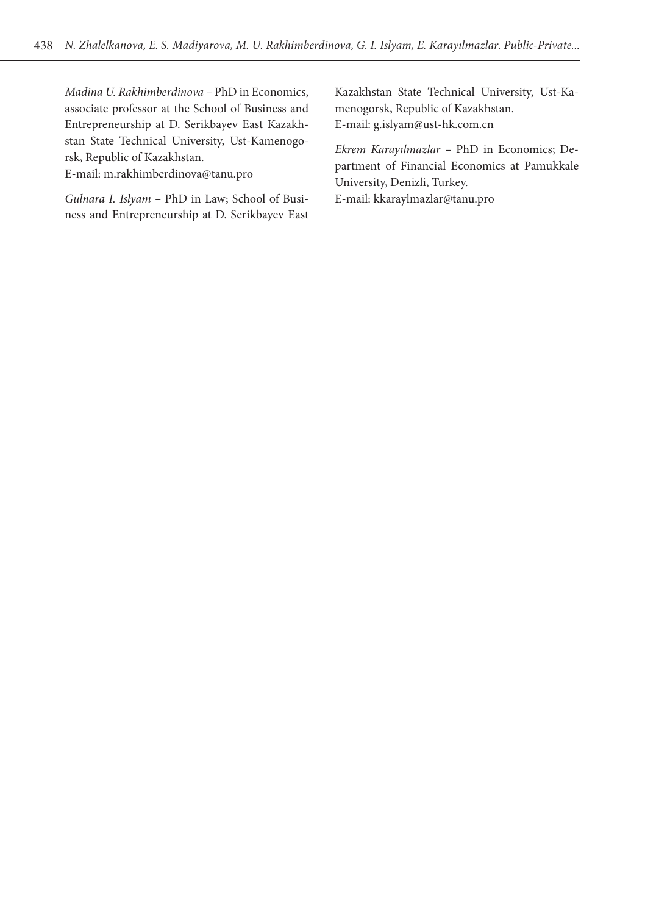*Madina U. Rakhimberdinova* – PhD in Economics, associate professor at the School of Business and Entrepreneurship at D. Serikbayev East Kazakhstan State Technical University, Ust-Kamenogorsk, Republic of Kazakhstan.
E-mail: m.rakhimberdinova@tanu.pro

*Gulnara I. Islyam* – PhD in Law; School of Business and Entrepreneurship at D. Serikbayev East Kazakhstan State Technical University, Ust-Kamenogorsk, Republic of Kazakhstan.
E-mail: g.islyam@ust-hk.com.cn

*Ekrem Karayılmazlar* – PhD in Economics; Department of Financial Economics at Pamukkale University, Denizli, Turkey.
E-mail: kkaraylmazlar@tanu.pro